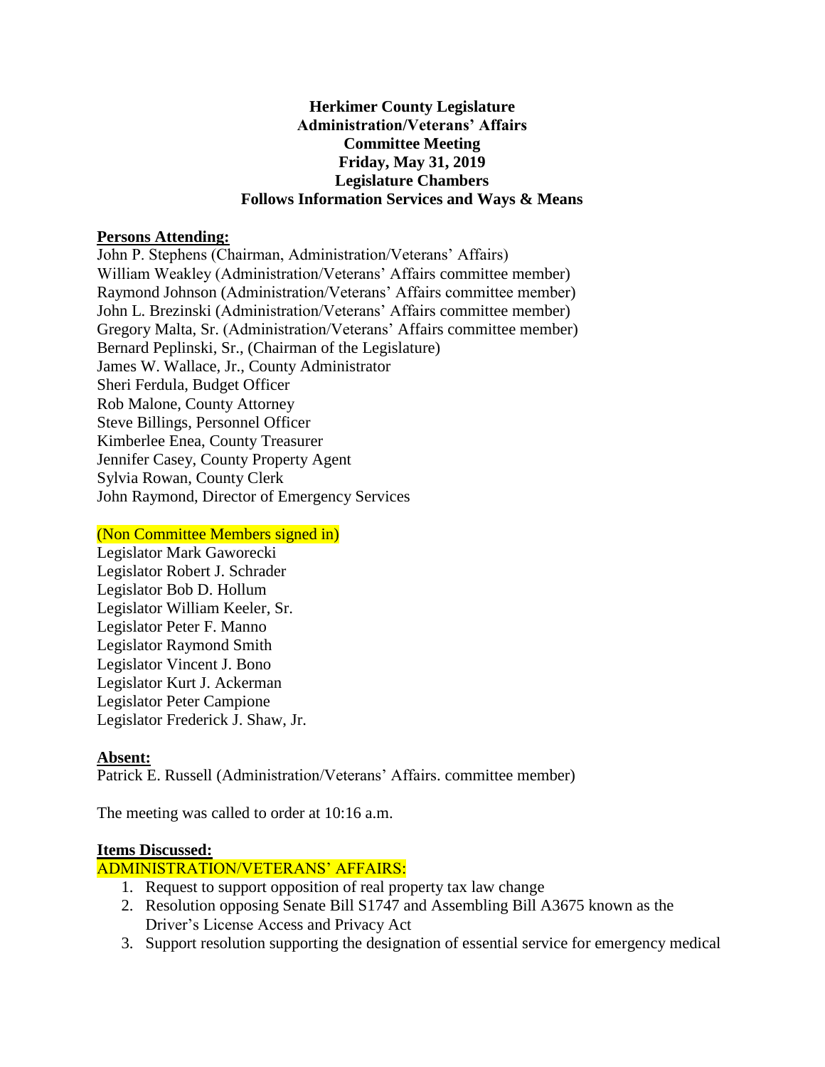**Herkimer County Legislature**
**Administration/Veterans' Affairs**
**Committee Meeting**
**Friday, May 31, 2019**
**Legislature Chambers**
**Follows Information Services and Ways & Means**

**Persons Attending:**

John P. Stephens (Chairman, Administration/Veterans' Affairs)
William Weakley (Administration/Veterans' Affairs committee member)
Raymond Johnson (Administration/Veterans' Affairs committee member)
John L. Brezinski (Administration/Veterans' Affairs committee member)
Gregory Malta, Sr. (Administration/Veterans' Affairs committee member)
Bernard Peplinski, Sr., (Chairman of the Legislature)
James W. Wallace, Jr., County Administrator
Sheri Ferdula, Budget Officer
Rob Malone, County Attorney
Steve Billings, Personnel Officer
Kimberlee Enea, County Treasurer
Jennifer Casey, County Property Agent
Sylvia Rowan, County Clerk
John Raymond, Director of Emergency Services

(Non Committee Members signed in)

Legislator Mark Gaworecki
Legislator Robert J. Schrader
Legislator Bob D. Hollum
Legislator William Keeler, Sr.
Legislator Peter F. Manno
Legislator Raymond Smith
Legislator Vincent J. Bono
Legislator Kurt J. Ackerman
Legislator Peter Campione
Legislator Frederick J. Shaw, Jr.

**Absent:**

Patrick E. Russell (Administration/Veterans' Affairs. committee member)

The meeting was called to order at 10:16 a.m.

**Items Discussed:**

ADMINISTRATION/VETERANS' AFFAIRS:

1. Request to support opposition of real property tax law change
2. Resolution opposing Senate Bill S1747 and Assembling Bill A3675 known as the Driver's License Access and Privacy Act
3. Support resolution supporting the designation of essential service for emergency medical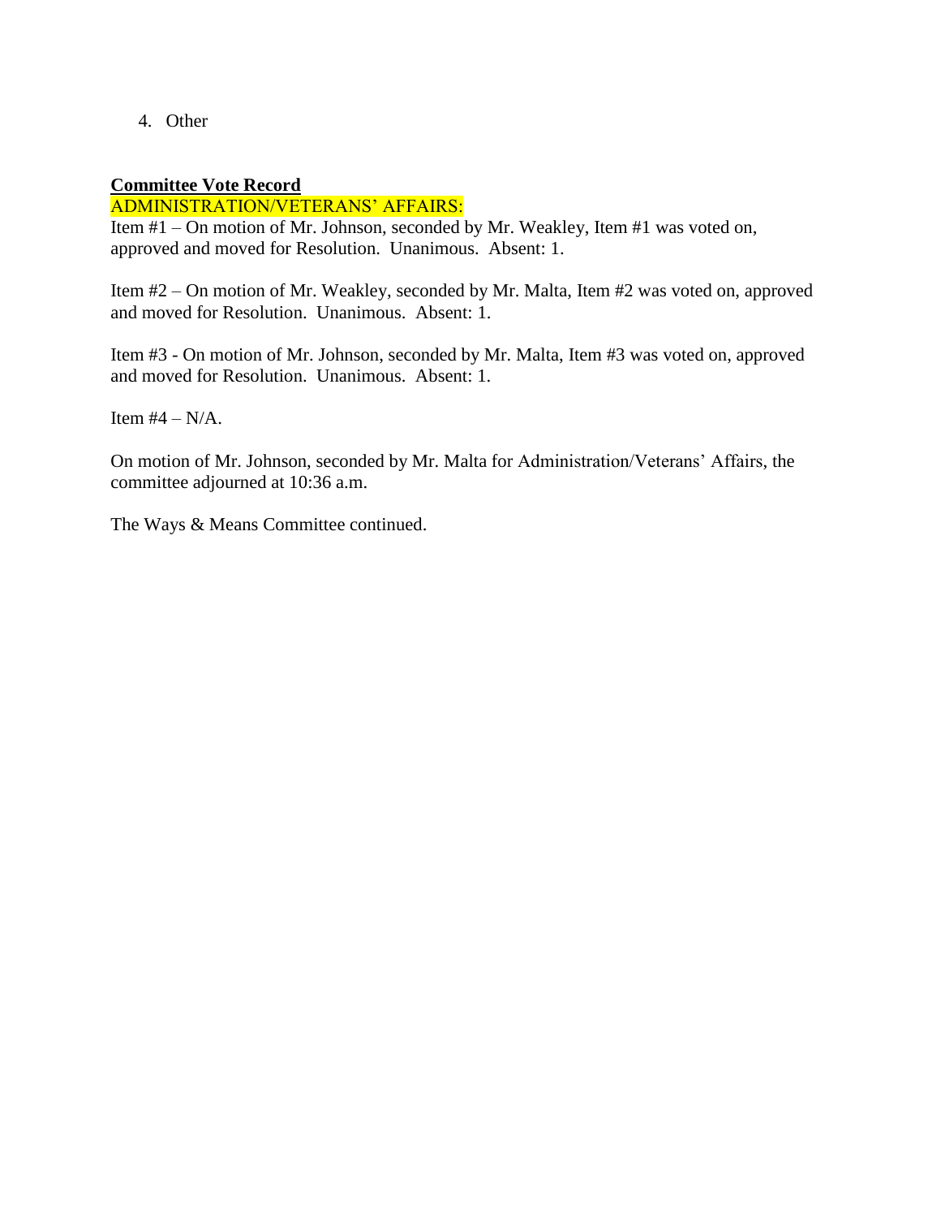4. Other

**Committee Vote Record**

ADMINISTRATION/VETERANS' AFFAIRS:

Item #1 – On motion of Mr. Johnson, seconded by Mr. Weakley, Item #1 was voted on, approved and moved for Resolution. Unanimous. Absent: 1.

Item #2 – On motion of Mr. Weakley, seconded by Mr. Malta, Item #2 was voted on, approved and moved for Resolution. Unanimous. Absent: 1.

Item #3 - On motion of Mr. Johnson, seconded by Mr. Malta, Item #3 was voted on, approved and moved for Resolution. Unanimous. Absent: 1.

Item #4 – N/A.

On motion of Mr. Johnson, seconded by Mr. Malta for Administration/Veterans' Affairs, the committee adjourned at 10:36 a.m.

The Ways & Means Committee continued.